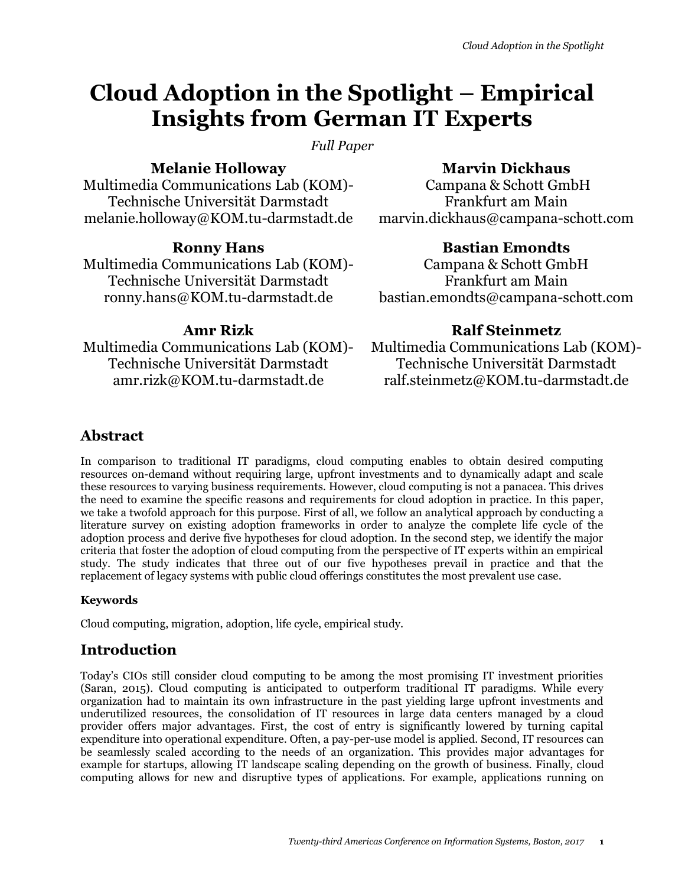# Cloud Adoption in the Spotlight – Empirical Insights from German IT Experts

*Full Paper*

**Melanie Holloway**
Multimedia Communications Lab (KOM)-
Technische Universität Darmstadt
melanie.holloway@KOM.tu-darmstadt.de

**Marvin Dickhaus**
Campana & Schott GmbH
Frankfurt am Main
marvin.dickhaus@campana-schott.com

**Ronny Hans**
Multimedia Communications Lab (KOM)-
Technische Universität Darmstadt
ronny.hans@KOM.tu-darmstadt.de

**Bastian Emondts**
Campana & Schott GmbH
Frankfurt am Main
bastian.emondts@campana-schott.com

**Amr Rizk**
Multimedia Communications Lab (KOM)-
Technische Universität Darmstadt
amr.rizk@KOM.tu-darmstadt.de

**Ralf Steinmetz**
Multimedia Communications Lab (KOM)-
Technische Universität Darmstadt
ralf.steinmetz@KOM.tu-darmstadt.de

## Abstract

In comparison to traditional IT paradigms, cloud computing enables to obtain desired computing resources on-demand without requiring large, upfront investments and to dynamically adapt and scale these resources to varying business requirements. However, cloud computing is not a panacea. This drives the need to examine the specific reasons and requirements for cloud adoption in practice. In this paper, we take a twofold approach for this purpose. First of all, we follow an analytical approach by conducting a literature survey on existing adoption frameworks in order to analyze the complete life cycle of the adoption process and derive five hypotheses for cloud adoption. In the second step, we identify the major criteria that foster the adoption of cloud computing from the perspective of IT experts within an empirical study. The study indicates that three out of our five hypotheses prevail in practice and that the replacement of legacy systems with public cloud offerings constitutes the most prevalent use case.

### Keywords

Cloud computing, migration, adoption, life cycle, empirical study.

## Introduction

Today's CIOs still consider cloud computing to be among the most promising IT investment priorities (Saran, 2015). Cloud computing is anticipated to outperform traditional IT paradigms. While every organization had to maintain its own infrastructure in the past yielding large upfront investments and underutilized resources, the consolidation of IT resources in large data centers managed by a cloud provider offers major advantages. First, the cost of entry is significantly lowered by turning capital expenditure into operational expenditure. Often, a pay-per-use model is applied. Second, IT resources can be seamlessly scaled according to the needs of an organization. This provides major advantages for example for startups, allowing IT landscape scaling depending on the growth of business. Finally, cloud computing allows for new and disruptive types of applications. For example, applications running on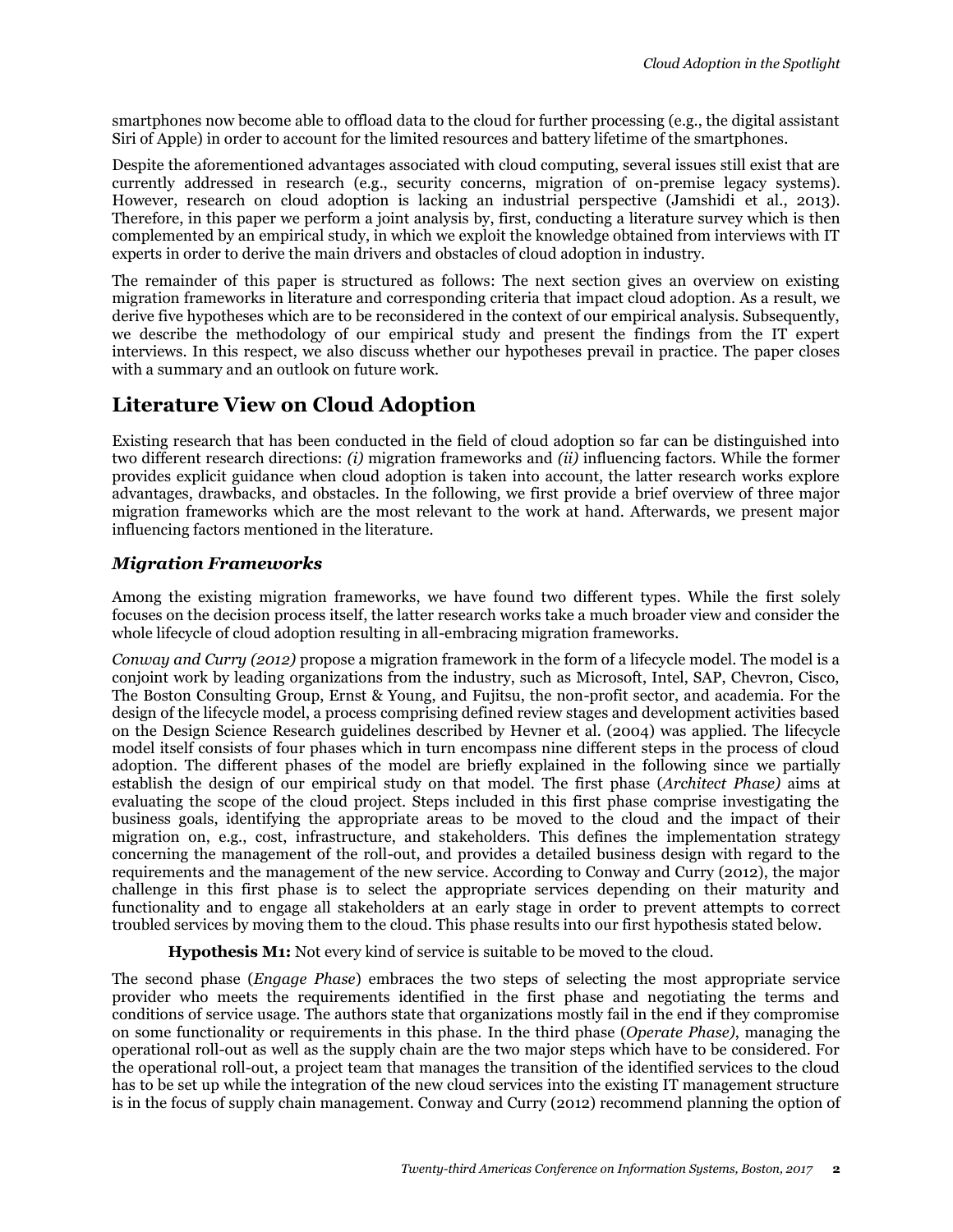smartphones now become able to offload data to the cloud for further processing (e.g., the digital assistant Siri of Apple) in order to account for the limited resources and battery lifetime of the smartphones.

Despite the aforementioned advantages associated with cloud computing, several issues still exist that are currently addressed in research (e.g., security concerns, migration of on-premise legacy systems). However, research on cloud adoption is lacking an industrial perspective (Jamshidi et al., 2013). Therefore, in this paper we perform a joint analysis by, first, conducting a literature survey which is then complemented by an empirical study, in which we exploit the knowledge obtained from interviews with IT experts in order to derive the main drivers and obstacles of cloud adoption in industry.

The remainder of this paper is structured as follows: The next section gives an overview on existing migration frameworks in literature and corresponding criteria that impact cloud adoption. As a result, we derive five hypotheses which are to be reconsidered in the context of our empirical analysis. Subsequently, we describe the methodology of our empirical study and present the findings from the IT expert interviews. In this respect, we also discuss whether our hypotheses prevail in practice. The paper closes with a summary and an outlook on future work.

## Literature View on Cloud Adoption

Existing research that has been conducted in the field of cloud adoption so far can be distinguished into two different research directions: *(i)* migration frameworks and *(ii)* influencing factors. While the former provides explicit guidance when cloud adoption is taken into account, the latter research works explore advantages, drawbacks, and obstacles. In the following, we first provide a brief overview of three major migration frameworks which are the most relevant to the work at hand. Afterwards, we present major influencing factors mentioned in the literature.

### *Migration Frameworks*

Among the existing migration frameworks, we have found two different types. While the first solely focuses on the decision process itself, the latter research works take a much broader view and consider the whole lifecycle of cloud adoption resulting in all-embracing migration frameworks.

*Conway and Curry (2012)* propose a migration framework in the form of a lifecycle model. The model is a conjoint work by leading organizations from the industry, such as Microsoft, Intel, SAP, Chevron, Cisco, The Boston Consulting Group, Ernst & Young, and Fujitsu, the non-profit sector, and academia. For the design of the lifecycle model, a process comprising defined review stages and development activities based on the Design Science Research guidelines described by Hevner et al. (2004) was applied. The lifecycle model itself consists of four phases which in turn encompass nine different steps in the process of cloud adoption. The different phases of the model are briefly explained in the following since we partially establish the design of our empirical study on that model. The first phase (*Architect Phase)* aims at evaluating the scope of the cloud project. Steps included in this first phase comprise investigating the business goals, identifying the appropriate areas to be moved to the cloud and the impact of their migration on, e.g., cost, infrastructure, and stakeholders. This defines the implementation strategy concerning the management of the roll-out, and provides a detailed business design with regard to the requirements and the management of the new service. According to Conway and Curry (2012), the major challenge in this first phase is to select the appropriate services depending on their maturity and functionality and to engage all stakeholders at an early stage in order to prevent attempts to correct troubled services by moving them to the cloud. This phase results into our first hypothesis stated below.

**Hypothesis M1:** Not every kind of service is suitable to be moved to the cloud.

The second phase (*Engage Phase*) embraces the two steps of selecting the most appropriate service provider who meets the requirements identified in the first phase and negotiating the terms and conditions of service usage. The authors state that organizations mostly fail in the end if they compromise on some functionality or requirements in this phase. In the third phase (*Operate Phase)*, managing the operational roll-out as well as the supply chain are the two major steps which have to be considered. For the operational roll-out, a project team that manages the transition of the identified services to the cloud has to be set up while the integration of the new cloud services into the existing IT management structure is in the focus of supply chain management. Conway and Curry (2012) recommend planning the option of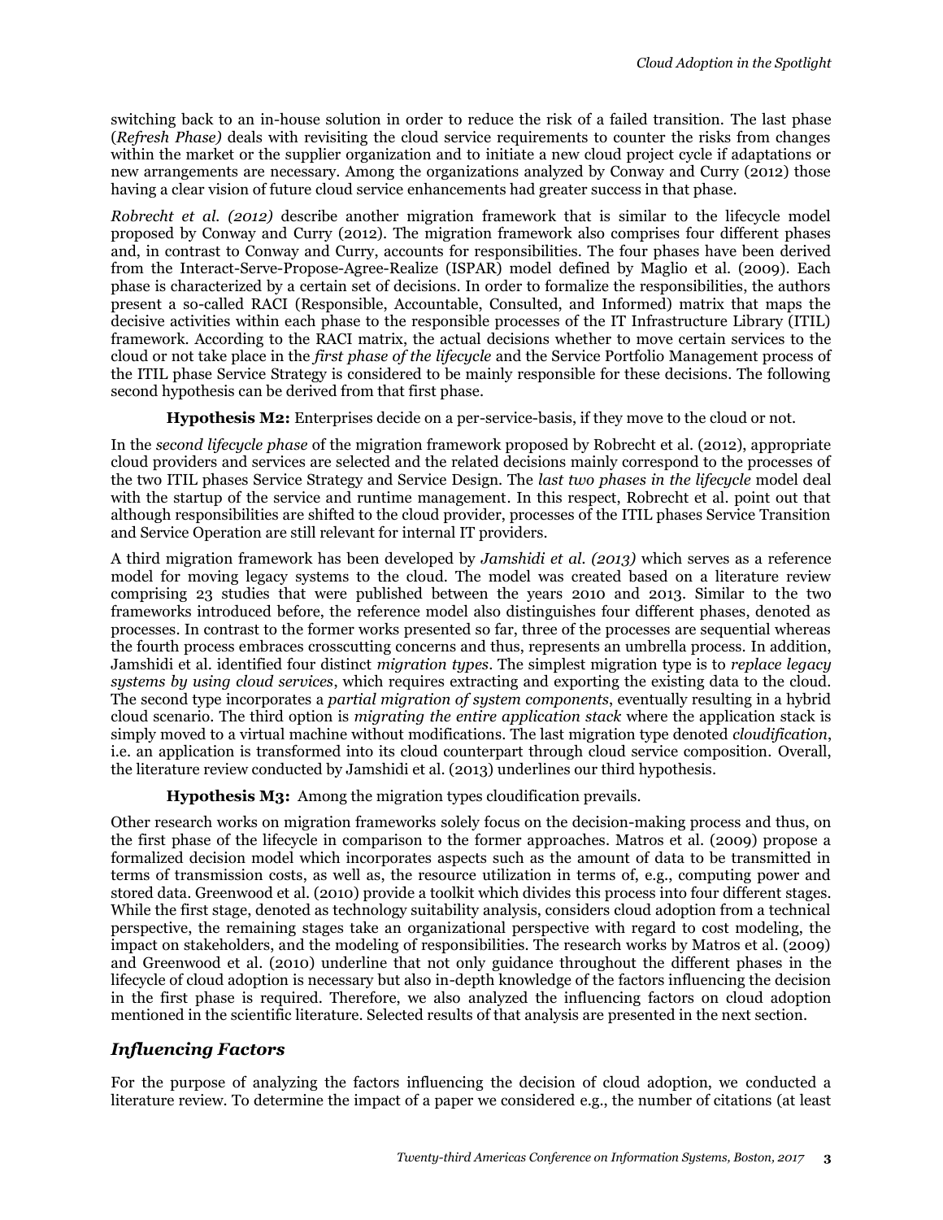switching back to an in-house solution in order to reduce the risk of a failed transition. The last phase (*Refresh Phase)* deals with revisiting the cloud service requirements to counter the risks from changes within the market or the supplier organization and to initiate a new cloud project cycle if adaptations or new arrangements are necessary. Among the organizations analyzed by Conway and Curry (2012) those having a clear vision of future cloud service enhancements had greater success in that phase.

*Robrecht et al. (2012)* describe another migration framework that is similar to the lifecycle model proposed by Conway and Curry (2012). The migration framework also comprises four different phases and, in contrast to Conway and Curry, accounts for responsibilities. The four phases have been derived from the Interact-Serve-Propose-Agree-Realize (ISPAR) model defined by Maglio et al. (2009). Each phase is characterized by a certain set of decisions. In order to formalize the responsibilities, the authors present a so-called RACI (Responsible, Accountable, Consulted, and Informed) matrix that maps the decisive activities within each phase to the responsible processes of the IT Infrastructure Library (ITIL) framework. According to the RACI matrix, the actual decisions whether to move certain services to the cloud or not take place in the *first phase of the lifecycle* and the Service Portfolio Management process of the ITIL phase Service Strategy is considered to be mainly responsible for these decisions. The following second hypothesis can be derived from that first phase.

**Hypothesis M2:** Enterprises decide on a per-service-basis, if they move to the cloud or not.

In the *second lifecycle phase* of the migration framework proposed by Robrecht et al. (2012), appropriate cloud providers and services are selected and the related decisions mainly correspond to the processes of the two ITIL phases Service Strategy and Service Design. The *last two phases in the lifecycle* model deal with the startup of the service and runtime management. In this respect, Robrecht et al. point out that although responsibilities are shifted to the cloud provider, processes of the ITIL phases Service Transition and Service Operation are still relevant for internal IT providers.

A third migration framework has been developed by *Jamshidi et al. (2013)* which serves as a reference model for moving legacy systems to the cloud. The model was created based on a literature review comprising 23 studies that were published between the years 2010 and 2013. Similar to the two frameworks introduced before, the reference model also distinguishes four different phases, denoted as processes. In contrast to the former works presented so far, three of the processes are sequential whereas the fourth process embraces crosscutting concerns and thus, represents an umbrella process. In addition, Jamshidi et al. identified four distinct *migration types*. The simplest migration type is to *replace legacy systems by using cloud services*, which requires extracting and exporting the existing data to the cloud. The second type incorporates a *partial migration of system components*, eventually resulting in a hybrid cloud scenario. The third option is *migrating the entire application stack* where the application stack is simply moved to a virtual machine without modifications. The last migration type denoted *cloudification*, i.e. an application is transformed into its cloud counterpart through cloud service composition. Overall, the literature review conducted by Jamshidi et al. (2013) underlines our third hypothesis.

**Hypothesis M3:** Among the migration types cloudification prevails.

Other research works on migration frameworks solely focus on the decision-making process and thus, on the first phase of the lifecycle in comparison to the former approaches. Matros et al. (2009) propose a formalized decision model which incorporates aspects such as the amount of data to be transmitted in terms of transmission costs, as well as, the resource utilization in terms of, e.g., computing power and stored data. Greenwood et al. (2010) provide a toolkit which divides this process into four different stages. While the first stage, denoted as technology suitability analysis, considers cloud adoption from a technical perspective, the remaining stages take an organizational perspective with regard to cost modeling, the impact on stakeholders, and the modeling of responsibilities. The research works by Matros et al. (2009) and Greenwood et al. (2010) underline that not only guidance throughout the different phases in the lifecycle of cloud adoption is necessary but also in-depth knowledge of the factors influencing the decision in the first phase is required. Therefore, we also analyzed the influencing factors on cloud adoption mentioned in the scientific literature. Selected results of that analysis are presented in the next section.

## *Influencing Factors*

For the purpose of analyzing the factors influencing the decision of cloud adoption, we conducted a literature review. To determine the impact of a paper we considered e.g., the number of citations (at least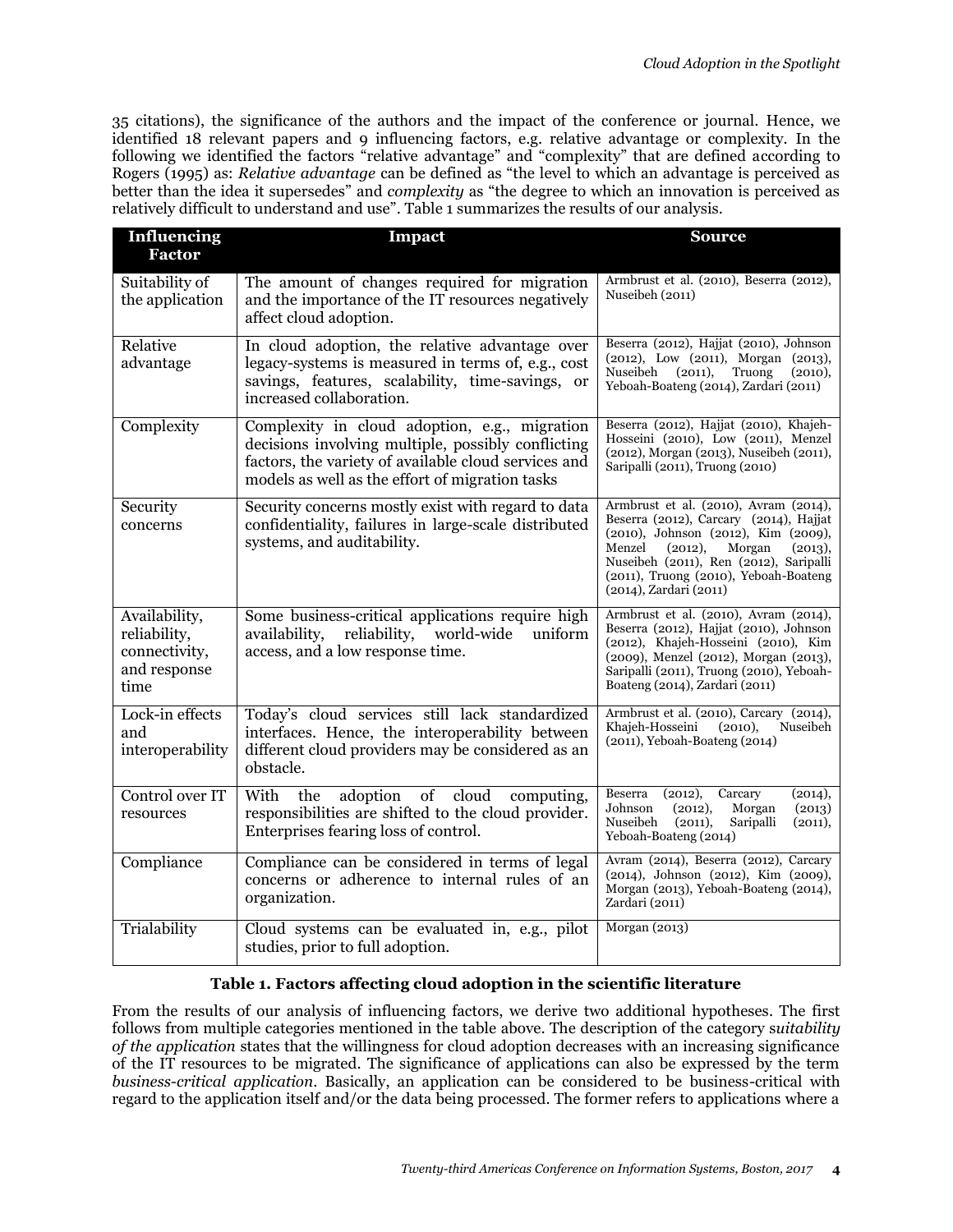35 citations), the significance of the authors and the impact of the conference or journal. Hence, we identified 18 relevant papers and 9 influencing factors, e.g. relative advantage or complexity. In the following we identified the factors "relative advantage" and "complexity" that are defined according to Rogers (1995) as: *Relative advantage* can be defined as "the level to which an advantage is perceived as better than the idea it supersedes" and *complexity* as "the degree to which an innovation is perceived as relatively difficult to understand and use". Table 1 summarizes the results of our analysis.

| Influencing Factor | Impact | Source |
|---|---|---|
| Suitability of the application | The amount of changes required for migration and the importance of the IT resources negatively affect cloud adoption. | Armbrust et al. (2010), Beserra (2012), Nuseibeh (2011) |
| Relative advantage | In cloud adoption, the relative advantage over legacy-systems is measured in terms of, e.g., cost savings, features, scalability, time-savings, or increased collaboration. | Beserra (2012), Hajjat (2010), Johnson (2012), Low (2011), Morgan (2013), Nuseibeh (2011), Truong (2010), Yeboah-Boateng (2014), Zardari (2011) |
| Complexity | Complexity in cloud adoption, e.g., migration decisions involving multiple, possibly conflicting factors, the variety of available cloud services and models as well as the effort of migration tasks | Beserra (2012), Hajjat (2010), Khajeh-Hosseini (2010), Low (2011), Menzel (2012), Morgan (2013), Nuseibeh (2011), Saripalli (2011), Truong (2010) |
| Security concerns | Security concerns mostly exist with regard to data confidentiality, failures in large-scale distributed systems, and auditability. | Armbrust et al. (2010), Avram (2014), Beserra (2012), Carcary (2014), Hajjat (2010), Johnson (2012), Kim (2009), Menzel (2012), Morgan (2013), Nuseibeh (2011), Ren (2012), Saripalli (2011), Truong (2010), Yeboah-Boateng (2014), Zardari (2011) |
| Availability, reliability, connectivity, and response time | Some business-critical applications require high availability, reliability, world-wide uniform access, and a low response time. | Armbrust et al. (2010), Avram (2014), Beserra (2012), Hajjat (2010), Johnson (2012), Khajeh-Hosseini (2010), Kim (2009), Menzel (2012), Morgan (2013), Saripalli (2011), Truong (2010), Yeboah-Boateng (2014), Zardari (2011) |
| Lock-in effects and interoperability | Today's cloud services still lack standardized interfaces. Hence, the interoperability between different cloud providers may be considered as an obstacle. | Armbrust et al. (2010), Carcary (2014), Khajeh-Hosseini (2010), Nuseibeh (2011), Yeboah-Boateng (2014) |
| Control over IT resources | With the adoption of cloud computing, responsibilities are shifted to the cloud provider. Enterprises fearing loss of control. | Beserra (2012), Carcary (2014), Johnson (2012), Morgan (2013) Nuseibeh (2011), Saripalli (2011), Yeboah-Boateng (2014) |
| Compliance | Compliance can be considered in terms of legal concerns or adherence to internal rules of an organization. | Avram (2014), Beserra (2012), Carcary (2014), Johnson (2012), Kim (2009), Morgan (2013), Yeboah-Boateng (2014), Zardari (2011) |
| Trialability | Cloud systems can be evaluated in, e.g., pilot studies, prior to full adoption. | Morgan (2013) |

**Table 1. Factors affecting cloud adoption in the scientific literature**

From the results of our analysis of influencing factors, we derive two additional hypotheses. The first follows from multiple categories mentioned in the table above. The description of the category *suitability of the application* states that the willingness for cloud adoption decreases with an increasing significance of the IT resources to be migrated. The significance of applications can also be expressed by the term *business-critical application*. Basically, an application can be considered to be business-critical with regard to the application itself and/or the data being processed. The former refers to applications where a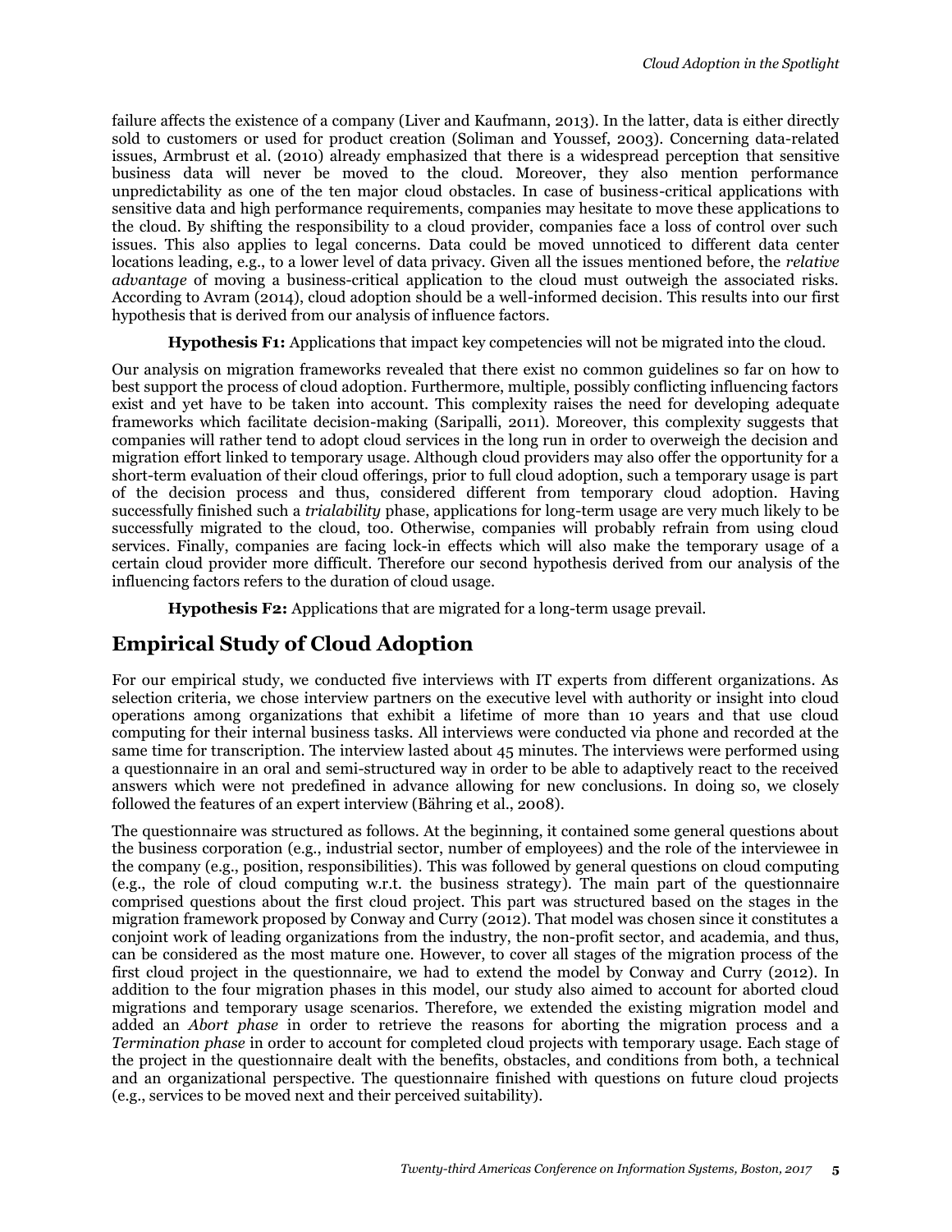failure affects the existence of a company (Liver and Kaufmann, 2013). In the latter, data is either directly sold to customers or used for product creation (Soliman and Youssef, 2003). Concerning data-related issues, Armbrust et al. (2010) already emphasized that there is a widespread perception that sensitive business data will never be moved to the cloud. Moreover, they also mention performance unpredictability as one of the ten major cloud obstacles. In case of business-critical applications with sensitive data and high performance requirements, companies may hesitate to move these applications to the cloud. By shifting the responsibility to a cloud provider, companies face a loss of control over such issues. This also applies to legal concerns. Data could be moved unnoticed to different data center locations leading, e.g., to a lower level of data privacy. Given all the issues mentioned before, the *relative advantage* of moving a business-critical application to the cloud must outweigh the associated risks. According to Avram (2014), cloud adoption should be a well-informed decision. This results into our first hypothesis that is derived from our analysis of influence factors.

**Hypothesis F1:** Applications that impact key competencies will not be migrated into the cloud.

Our analysis on migration frameworks revealed that there exist no common guidelines so far on how to best support the process of cloud adoption. Furthermore, multiple, possibly conflicting influencing factors exist and yet have to be taken into account. This complexity raises the need for developing adequate frameworks which facilitate decision-making (Saripalli, 2011). Moreover, this complexity suggests that companies will rather tend to adopt cloud services in the long run in order to overweigh the decision and migration effort linked to temporary usage. Although cloud providers may also offer the opportunity for a short-term evaluation of their cloud offerings, prior to full cloud adoption, such a temporary usage is part of the decision process and thus, considered different from temporary cloud adoption. Having successfully finished such a *trialability* phase, applications for long-term usage are very much likely to be successfully migrated to the cloud, too. Otherwise, companies will probably refrain from using cloud services. Finally, companies are facing lock-in effects which will also make the temporary usage of a certain cloud provider more difficult. Therefore our second hypothesis derived from our analysis of the influencing factors refers to the duration of cloud usage.

**Hypothesis F2:** Applications that are migrated for a long-term usage prevail.

## Empirical Study of Cloud Adoption

For our empirical study, we conducted five interviews with IT experts from different organizations. As selection criteria, we chose interview partners on the executive level with authority or insight into cloud operations among organizations that exhibit a lifetime of more than 10 years and that use cloud computing for their internal business tasks. All interviews were conducted via phone and recorded at the same time for transcription. The interview lasted about 45 minutes. The interviews were performed using a questionnaire in an oral and semi-structured way in order to be able to adaptively react to the received answers which were not predefined in advance allowing for new conclusions. In doing so, we closely followed the features of an expert interview (Bähring et al., 2008).

The questionnaire was structured as follows. At the beginning, it contained some general questions about the business corporation (e.g., industrial sector, number of employees) and the role of the interviewee in the company (e.g., position, responsibilities). This was followed by general questions on cloud computing (e.g., the role of cloud computing w.r.t. the business strategy). The main part of the questionnaire comprised questions about the first cloud project. This part was structured based on the stages in the migration framework proposed by Conway and Curry (2012). That model was chosen since it constitutes a conjoint work of leading organizations from the industry, the non-profit sector, and academia, and thus, can be considered as the most mature one. However, to cover all stages of the migration process of the first cloud project in the questionnaire, we had to extend the model by Conway and Curry (2012). In addition to the four migration phases in this model, our study also aimed to account for aborted cloud migrations and temporary usage scenarios. Therefore, we extended the existing migration model and added an *Abort phase* in order to retrieve the reasons for aborting the migration process and a *Termination phase* in order to account for completed cloud projects with temporary usage. Each stage of the project in the questionnaire dealt with the benefits, obstacles, and conditions from both, a technical and an organizational perspective. The questionnaire finished with questions on future cloud projects (e.g., services to be moved next and their perceived suitability).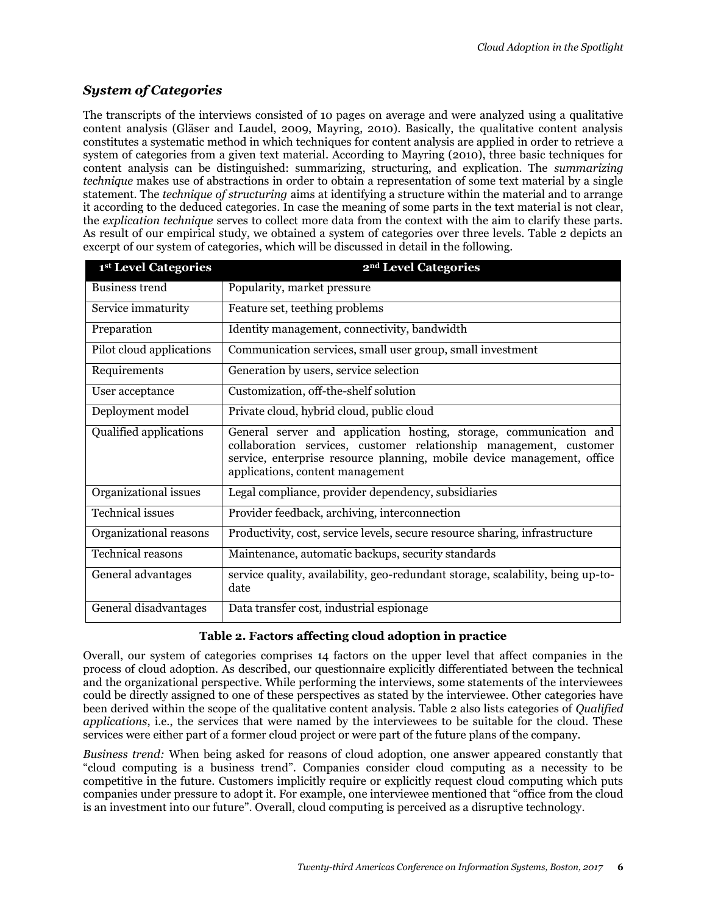### *System of Categories*

The transcripts of the interviews consisted of 10 pages on average and were analyzed using a qualitative content analysis (Gläser and Laudel, 2009, Mayring, 2010). Basically, the qualitative content analysis constitutes a systematic method in which techniques for content analysis are applied in order to retrieve a system of categories from a given text material. According to Mayring (2010), three basic techniques for content analysis can be distinguished: summarizing, structuring, and explication. The *summarizing technique* makes use of abstractions in order to obtain a representation of some text material by a single statement. The *technique of structuring* aims at identifying a structure within the material and to arrange it according to the deduced categories. In case the meaning of some parts in the text material is not clear, the *explication technique* serves to collect more data from the context with the aim to clarify these parts. As result of our empirical study, we obtained a system of categories over three levels. Table 2 depicts an excerpt of our system of categories, which will be discussed in detail in the following.

| 1st Level Categories | 2nd Level Categories |
| --- | --- |
| Business trend | Popularity, market pressure |
| Service immaturity | Feature set, teething problems |
| Preparation | Identity management, connectivity, bandwidth |
| Pilot cloud applications | Communication services, small user group, small investment |
| Requirements | Generation by users, service selection |
| User acceptance | Customization, off-the-shelf solution |
| Deployment model | Private cloud, hybrid cloud, public cloud |
| Qualified applications | General server and application hosting, storage, communication and collaboration services, customer relationship management, customer service, enterprise resource planning, mobile device management, office applications, content management |
| Organizational issues | Legal compliance, provider dependency, subsidiaries |
| Technical issues | Provider feedback, archiving, interconnection |
| Organizational reasons | Productivity, cost, service levels, secure resource sharing, infrastructure |
| Technical reasons | Maintenance, automatic backups, security standards |
| General advantages | service quality, availability, geo-redundant storage, scalability, being up-to-date |
| General disadvantages | Data transfer cost, industrial espionage |

**Table 2. Factors affecting cloud adoption in practice**

Overall, our system of categories comprises 14 factors on the upper level that affect companies in the process of cloud adoption. As described, our questionnaire explicitly differentiated between the technical and the organizational perspective. While performing the interviews, some statements of the interviewees could be directly assigned to one of these perspectives as stated by the interviewee. Other categories have been derived within the scope of the qualitative content analysis. Table 2 also lists categories of *Qualified applications*, i.e., the services that were named by the interviewees to be suitable for the cloud. These services were either part of a former cloud project or were part of the future plans of the company.

*Business trend:* When being asked for reasons of cloud adoption, one answer appeared constantly that "cloud computing is a business trend". Companies consider cloud computing as a necessity to be competitive in the future. Customers implicitly require or explicitly request cloud computing which puts companies under pressure to adopt it. For example, one interviewee mentioned that "office from the cloud is an investment into our future". Overall, cloud computing is perceived as a disruptive technology.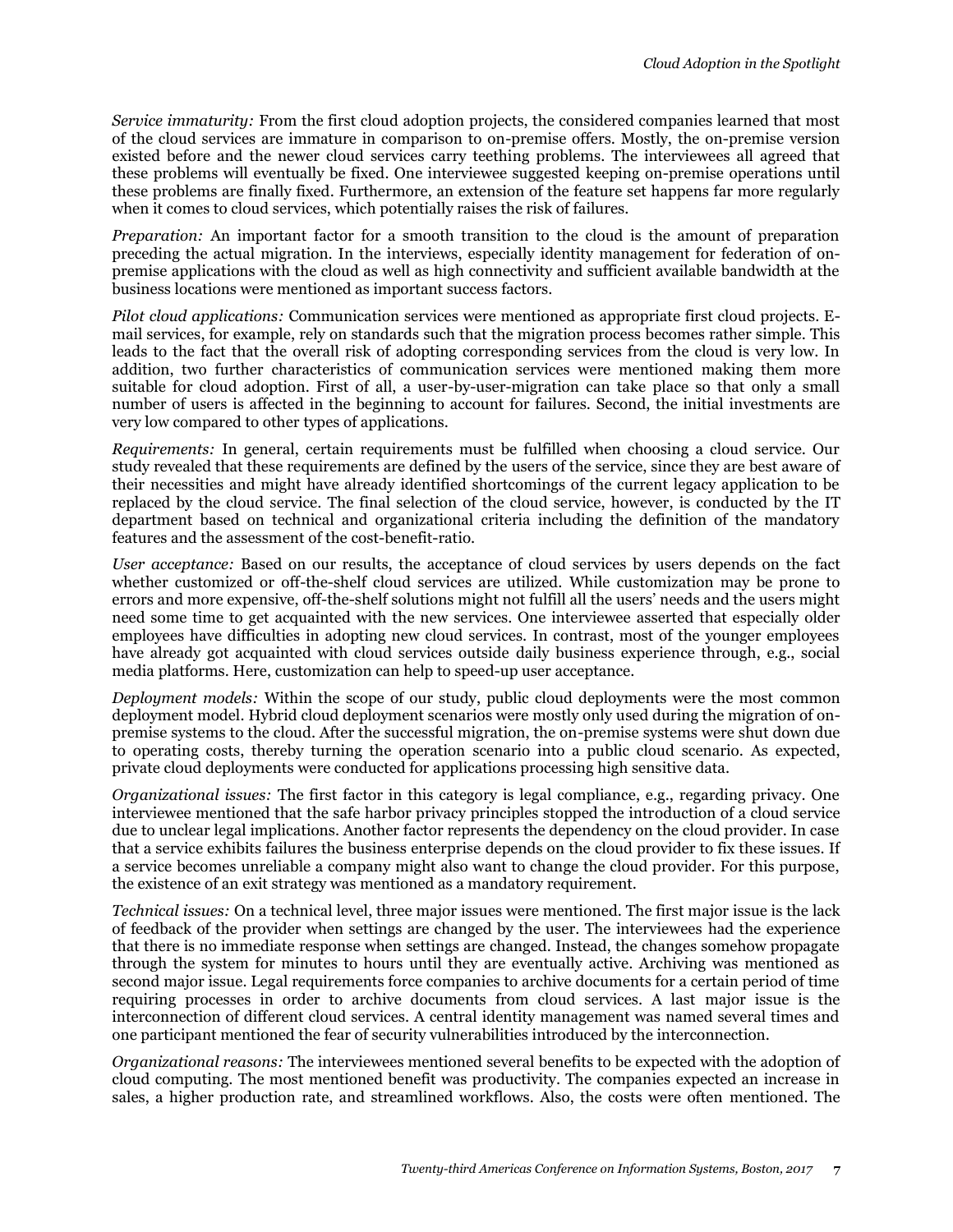*Service immaturity:* From the first cloud adoption projects, the considered companies learned that most of the cloud services are immature in comparison to on-premise offers. Mostly, the on-premise version existed before and the newer cloud services carry teething problems. The interviewees all agreed that these problems will eventually be fixed. One interviewee suggested keeping on-premise operations until these problems are finally fixed. Furthermore, an extension of the feature set happens far more regularly when it comes to cloud services, which potentially raises the risk of failures.

*Preparation:* An important factor for a smooth transition to the cloud is the amount of preparation preceding the actual migration. In the interviews, especially identity management for federation of on-premise applications with the cloud as well as high connectivity and sufficient available bandwidth at the business locations were mentioned as important success factors.

*Pilot cloud applications:* Communication services were mentioned as appropriate first cloud projects. E-mail services, for example, rely on standards such that the migration process becomes rather simple. This leads to the fact that the overall risk of adopting corresponding services from the cloud is very low. In addition, two further characteristics of communication services were mentioned making them more suitable for cloud adoption. First of all, a user-by-user-migration can take place so that only a small number of users is affected in the beginning to account for failures. Second, the initial investments are very low compared to other types of applications.

*Requirements:* In general, certain requirements must be fulfilled when choosing a cloud service. Our study revealed that these requirements are defined by the users of the service, since they are best aware of their necessities and might have already identified shortcomings of the current legacy application to be replaced by the cloud service. The final selection of the cloud service, however, is conducted by the IT department based on technical and organizational criteria including the definition of the mandatory features and the assessment of the cost-benefit-ratio.

*User acceptance:* Based on our results, the acceptance of cloud services by users depends on the fact whether customized or off-the-shelf cloud services are utilized. While customization may be prone to errors and more expensive, off-the-shelf solutions might not fulfill all the users' needs and the users might need some time to get acquainted with the new services. One interviewee asserted that especially older employees have difficulties in adopting new cloud services. In contrast, most of the younger employees have already got acquainted with cloud services outside daily business experience through, e.g., social media platforms. Here, customization can help to speed-up user acceptance.

*Deployment models:* Within the scope of our study, public cloud deployments were the most common deployment model. Hybrid cloud deployment scenarios were mostly only used during the migration of on-premise systems to the cloud. After the successful migration, the on-premise systems were shut down due to operating costs, thereby turning the operation scenario into a public cloud scenario. As expected, private cloud deployments were conducted for applications processing high sensitive data.

*Organizational issues:* The first factor in this category is legal compliance, e.g., regarding privacy. One interviewee mentioned that the safe harbor privacy principles stopped the introduction of a cloud service due to unclear legal implications. Another factor represents the dependency on the cloud provider. In case that a service exhibits failures the business enterprise depends on the cloud provider to fix these issues. If a service becomes unreliable a company might also want to change the cloud provider. For this purpose, the existence of an exit strategy was mentioned as a mandatory requirement.

*Technical issues:* On a technical level, three major issues were mentioned. The first major issue is the lack of feedback of the provider when settings are changed by the user. The interviewees had the experience that there is no immediate response when settings are changed. Instead, the changes somehow propagate through the system for minutes to hours until they are eventually active. Archiving was mentioned as second major issue. Legal requirements force companies to archive documents for a certain period of time requiring processes in order to archive documents from cloud services. A last major issue is the interconnection of different cloud services. A central identity management was named several times and one participant mentioned the fear of security vulnerabilities introduced by the interconnection.

*Organizational reasons:* The interviewees mentioned several benefits to be expected with the adoption of cloud computing. The most mentioned benefit was productivity. The companies expected an increase in sales, a higher production rate, and streamlined workflows. Also, the costs were often mentioned. The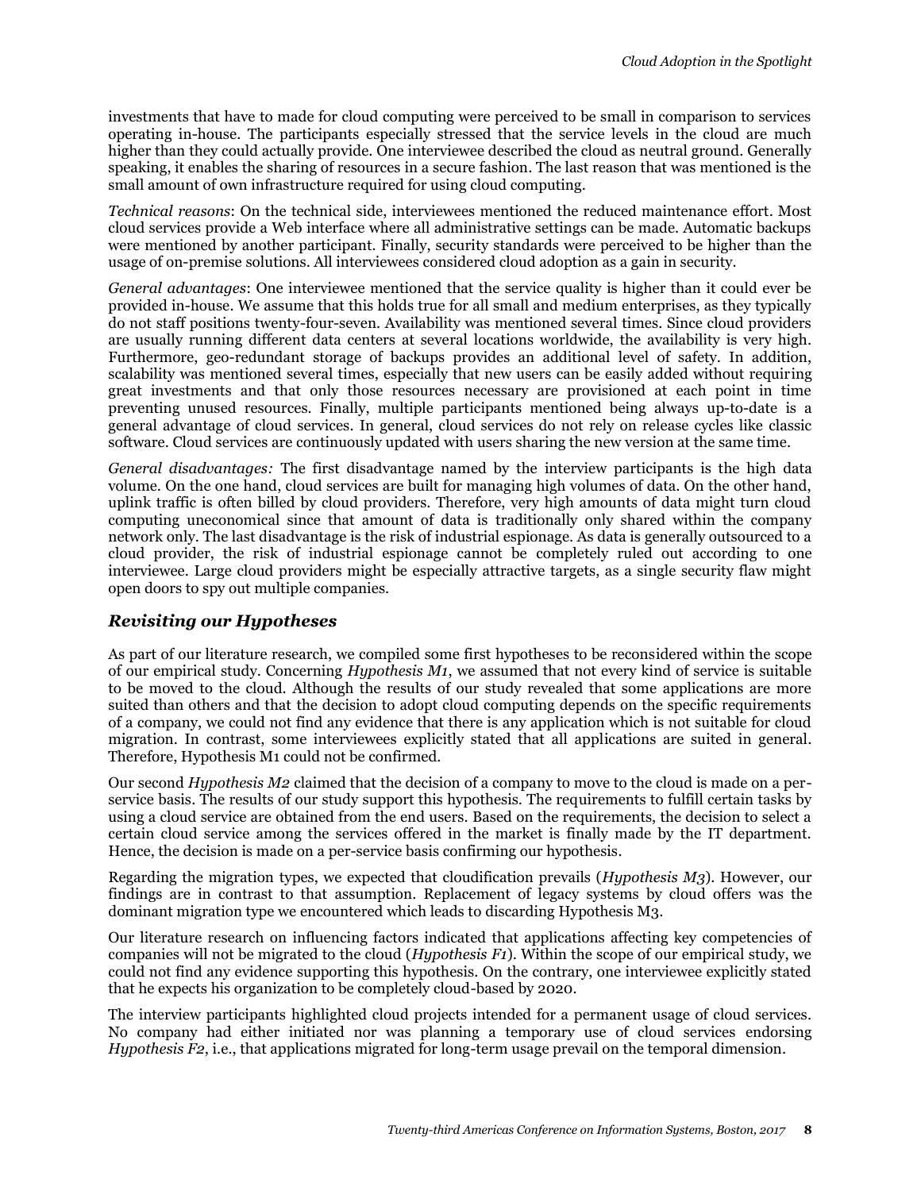investments that have to made for cloud computing were perceived to be small in comparison to services operating in-house. The participants especially stressed that the service levels in the cloud are much higher than they could actually provide. One interviewee described the cloud as neutral ground. Generally speaking, it enables the sharing of resources in a secure fashion. The last reason that was mentioned is the small amount of own infrastructure required for using cloud computing.

*Technical reasons*: On the technical side, interviewees mentioned the reduced maintenance effort. Most cloud services provide a Web interface where all administrative settings can be made. Automatic backups were mentioned by another participant. Finally, security standards were perceived to be higher than the usage of on-premise solutions. All interviewees considered cloud adoption as a gain in security.

*General advantages*: One interviewee mentioned that the service quality is higher than it could ever be provided in-house. We assume that this holds true for all small and medium enterprises, as they typically do not staff positions twenty-four-seven. Availability was mentioned several times. Since cloud providers are usually running different data centers at several locations worldwide, the availability is very high. Furthermore, geo-redundant storage of backups provides an additional level of safety. In addition, scalability was mentioned several times, especially that new users can be easily added without requiring great investments and that only those resources necessary are provisioned at each point in time preventing unused resources. Finally, multiple participants mentioned being always up-to-date is a general advantage of cloud services. In general, cloud services do not rely on release cycles like classic software. Cloud services are continuously updated with users sharing the new version at the same time.

*General disadvantages:* The first disadvantage named by the interview participants is the high data volume. On the one hand, cloud services are built for managing high volumes of data. On the other hand, uplink traffic is often billed by cloud providers. Therefore, very high amounts of data might turn cloud computing uneconomical since that amount of data is traditionally only shared within the company network only. The last disadvantage is the risk of industrial espionage. As data is generally outsourced to a cloud provider, the risk of industrial espionage cannot be completely ruled out according to one interviewee. Large cloud providers might be especially attractive targets, as a single security flaw might open doors to spy out multiple companies.

## *Revisiting our Hypotheses*

As part of our literature research, we compiled some first hypotheses to be reconsidered within the scope of our empirical study. Concerning *Hypothesis M1*, we assumed that not every kind of service is suitable to be moved to the cloud. Although the results of our study revealed that some applications are more suited than others and that the decision to adopt cloud computing depends on the specific requirements of a company, we could not find any evidence that there is any application which is not suitable for cloud migration. In contrast, some interviewees explicitly stated that all applications are suited in general. Therefore, Hypothesis M1 could not be confirmed.

Our second *Hypothesis M2* claimed that the decision of a company to move to the cloud is made on a per-service basis. The results of our study support this hypothesis. The requirements to fulfill certain tasks by using a cloud service are obtained from the end users. Based on the requirements, the decision to select a certain cloud service among the services offered in the market is finally made by the IT department. Hence, the decision is made on a per-service basis confirming our hypothesis.

Regarding the migration types, we expected that cloudification prevails (*Hypothesis M3*). However, our findings are in contrast to that assumption. Replacement of legacy systems by cloud offers was the dominant migration type we encountered which leads to discarding Hypothesis M3.

Our literature research on influencing factors indicated that applications affecting key competencies of companies will not be migrated to the cloud (*Hypothesis F1*). Within the scope of our empirical study, we could not find any evidence supporting this hypothesis. On the contrary, one interviewee explicitly stated that he expects his organization to be completely cloud-based by 2020.

The interview participants highlighted cloud projects intended for a permanent usage of cloud services. No company had either initiated nor was planning a temporary use of cloud services endorsing *Hypothesis F2*, i.e., that applications migrated for long-term usage prevail on the temporal dimension.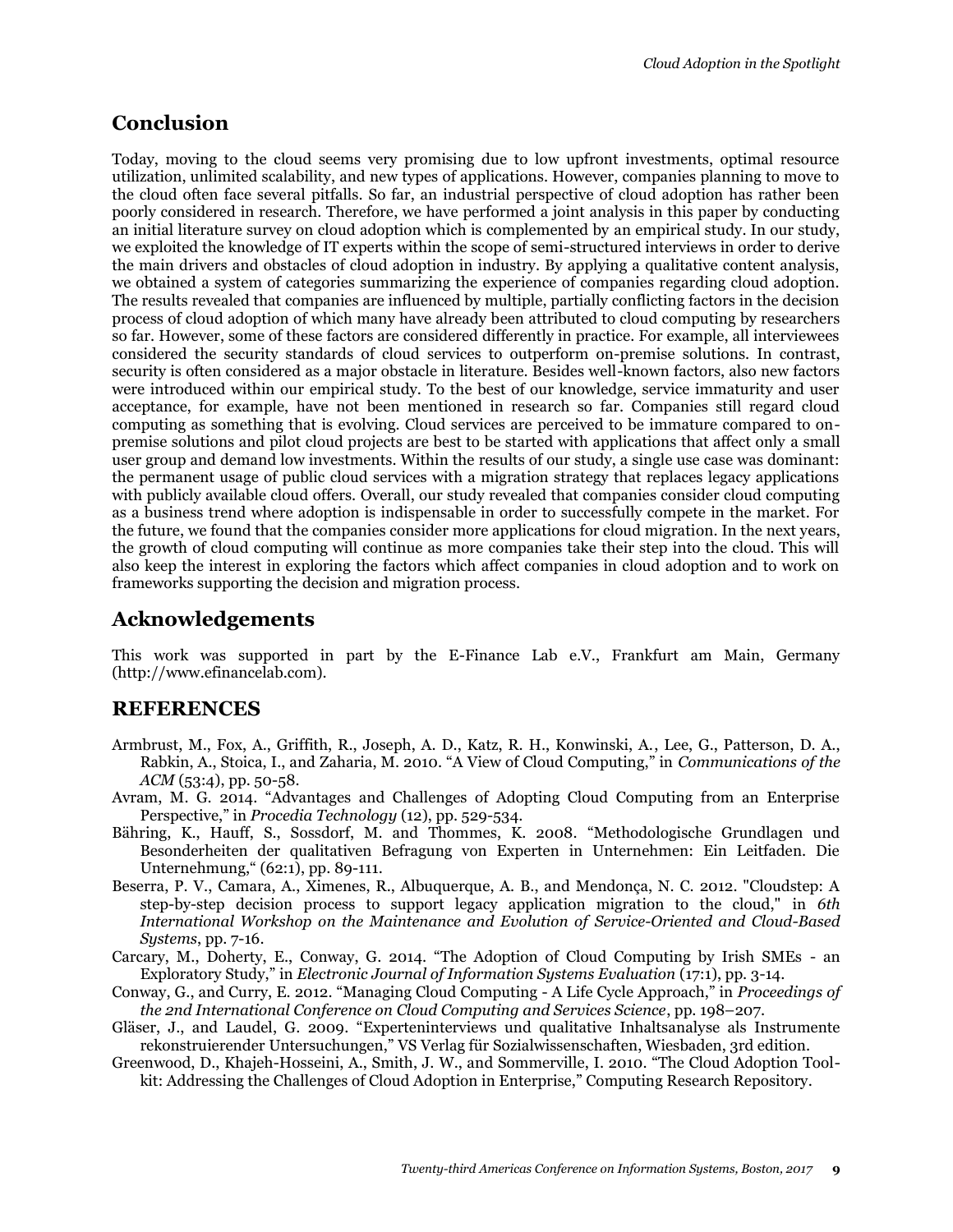## Conclusion

Today, moving to the cloud seems very promising due to low upfront investments, optimal resource utilization, unlimited scalability, and new types of applications. However, companies planning to move to the cloud often face several pitfalls. So far, an industrial perspective of cloud adoption has rather been poorly considered in research. Therefore, we have performed a joint analysis in this paper by conducting an initial literature survey on cloud adoption which is complemented by an empirical study. In our study, we exploited the knowledge of IT experts within the scope of semi-structured interviews in order to derive the main drivers and obstacles of cloud adoption in industry. By applying a qualitative content analysis, we obtained a system of categories summarizing the experience of companies regarding cloud adoption. The results revealed that companies are influenced by multiple, partially conflicting factors in the decision process of cloud adoption of which many have already been attributed to cloud computing by researchers so far. However, some of these factors are considered differently in practice. For example, all interviewees considered the security standards of cloud services to outperform on-premise solutions. In contrast, security is often considered as a major obstacle in literature. Besides well-known factors, also new factors were introduced within our empirical study. To the best of our knowledge, service immaturity and user acceptance, for example, have not been mentioned in research so far. Companies still regard cloud computing as something that is evolving. Cloud services are perceived to be immature compared to on-premise solutions and pilot cloud projects are best to be started with applications that affect only a small user group and demand low investments. Within the results of our study, a single use case was dominant: the permanent usage of public cloud services with a migration strategy that replaces legacy applications with publicly available cloud offers. Overall, our study revealed that companies consider cloud computing as a business trend where adoption is indispensable in order to successfully compete in the market. For the future, we found that the companies consider more applications for cloud migration. In the next years, the growth of cloud computing will continue as more companies take their step into the cloud. This will also keep the interest in exploring the factors which affect companies in cloud adoption and to work on frameworks supporting the decision and migration process.

## Acknowledgements

This work was supported in part by the E-Finance Lab e.V., Frankfurt am Main, Germany (http://www.efinancelab.com).

## REFERENCES

Armbrust, M., Fox, A., Griffith, R., Joseph, A. D., Katz, R. H., Konwinski, A., Lee, G., Patterson, D. A., Rabkin, A., Stoica, I., and Zaharia, M. 2010. "A View of Cloud Computing," in *Communications of the ACM* (53:4), pp. 50-58.

Avram, M. G. 2014. "Advantages and Challenges of Adopting Cloud Computing from an Enterprise Perspective," in *Procedia Technology* (12), pp. 529-534.

Bähring, K., Hauff, S., Sossdorf, M. and Thommes, K. 2008. "Methodologische Grundlagen und Besonderheiten der qualitativen Befragung von Experten in Unternehmen: Ein Leitfaden. Die Unternehmung," (62:1), pp. 89-111.

Beserra, P. V., Camara, A., Ximenes, R., Albuquerque, A. B., and Mendonça, N. C. 2012. "Cloudstep: A step-by-step decision process to support legacy application migration to the cloud," in *6th International Workshop on the Maintenance and Evolution of Service-Oriented and Cloud-Based Systems*, pp. 7-16.

Carcary, M., Doherty, E., Conway, G. 2014. "The Adoption of Cloud Computing by Irish SMEs - an Exploratory Study," in *Electronic Journal of Information Systems Evaluation* (17:1), pp. 3-14.

Conway, G., and Curry, E. 2012. "Managing Cloud Computing - A Life Cycle Approach," in *Proceedings of the 2nd International Conference on Cloud Computing and Services Science*, pp. 198–207.

Gläser, J., and Laudel, G. 2009. "Experteninterviews und qualitative Inhaltsanalyse als Instrumente rekonstruierender Untersuchungen," VS Verlag für Sozialwissenschaften, Wiesbaden, 3rd edition.

Greenwood, D., Khajeh-Hosseini, A., Smith, J. W., and Sommerville, I. 2010. "The Cloud Adoption Toolkit: Addressing the Challenges of Cloud Adoption in Enterprise," Computing Research Repository.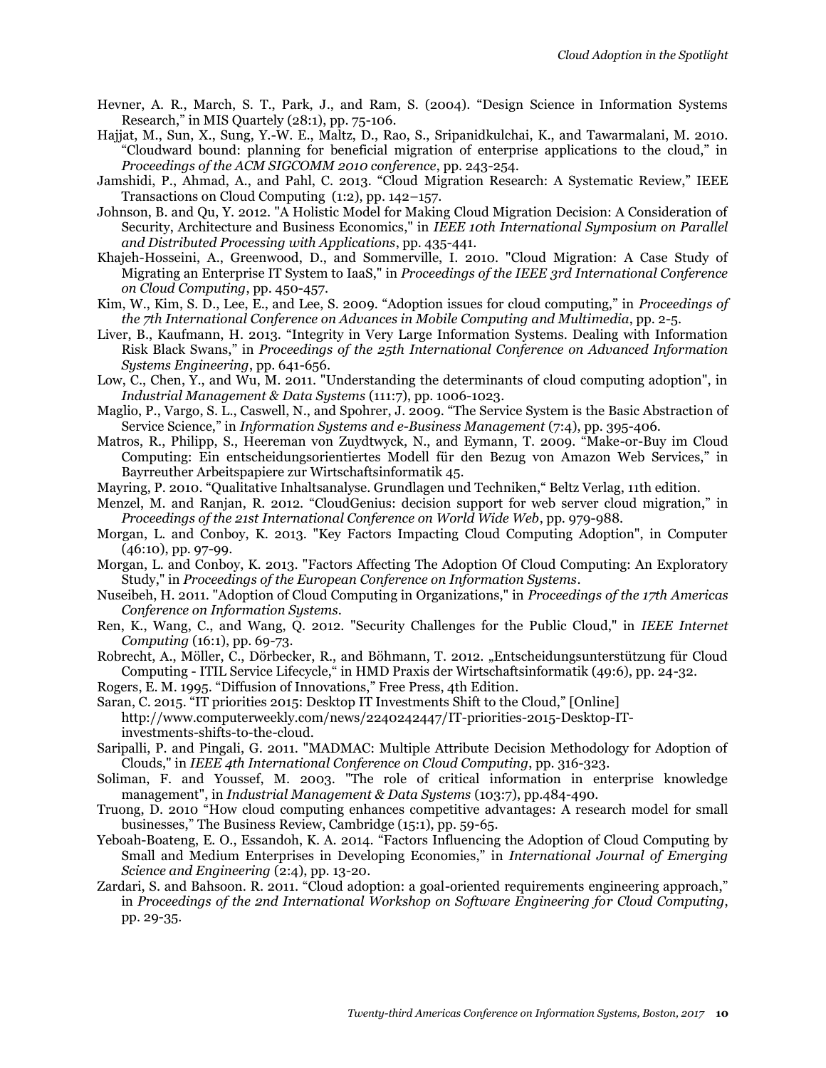Hevner, A. R., March, S. T., Park, J., and Ram, S. (2004). "Design Science in Information Systems Research," in MIS Quartely (28:1), pp. 75-106.

Hajjat, M., Sun, X., Sung, Y.-W. E., Maltz, D., Rao, S., Sripanidkulchai, K., and Tawarmalani, M. 2010. "Cloudward bound: planning for beneficial migration of enterprise applications to the cloud," in *Proceedings of the ACM SIGCOMM 2010 conference*, pp. 243-254.

Jamshidi, P., Ahmad, A., and Pahl, C. 2013. "Cloud Migration Research: A Systematic Review," IEEE Transactions on Cloud Computing (1:2), pp. 142–157.

Johnson, B. and Qu, Y. 2012. "A Holistic Model for Making Cloud Migration Decision: A Consideration of Security, Architecture and Business Economics," in *IEEE 10th International Symposium on Parallel and Distributed Processing with Applications*, pp. 435-441.

Khajeh-Hosseini, A., Greenwood, D., and Sommerville, I. 2010. "Cloud Migration: A Case Study of Migrating an Enterprise IT System to IaaS," in *Proceedings of the IEEE 3rd International Conference on Cloud Computing*, pp. 450-457.

Kim, W., Kim, S. D., Lee, E., and Lee, S. 2009. "Adoption issues for cloud computing," in *Proceedings of the 7th International Conference on Advances in Mobile Computing and Multimedia*, pp. 2-5.

Liver, B., Kaufmann, H. 2013. "Integrity in Very Large Information Systems. Dealing with Information Risk Black Swans," in *Proceedings of the 25th International Conference on Advanced Information Systems Engineering*, pp. 641-656.

Low, C., Chen, Y., and Wu, M. 2011. "Understanding the determinants of cloud computing adoption", in *Industrial Management & Data Systems* (111:7), pp. 1006-1023.

Maglio, P., Vargo, S. L., Caswell, N., and Spohrer, J. 2009. "The Service System is the Basic Abstraction of Service Science," in *Information Systems and e-Business Management* (7:4), pp. 395-406.

Matros, R., Philipp, S., Heereman von Zuydtwyck, N., and Eymann, T. 2009. "Make-or-Buy im Cloud Computing: Ein entscheidungsorientiertes Modell für den Bezug von Amazon Web Services," in Bayrreuther Arbeitspapiere zur Wirtschaftsinformatik 45.

Mayring, P. 2010. "Qualitative Inhaltsanalyse. Grundlagen und Techniken," Beltz Verlag, 11th edition.

Menzel, M. and Ranjan, R. 2012. "CloudGenius: decision support for web server cloud migration," in *Proceedings of the 21st International Conference on World Wide Web*, pp. 979-988.

Morgan, L. and Conboy, K. 2013. "Key Factors Impacting Cloud Computing Adoption", in Computer (46:10), pp. 97-99.

Morgan, L. and Conboy, K. 2013. "Factors Affecting The Adoption Of Cloud Computing: An Exploratory Study," in *Proceedings of the European Conference on Information Systems*.

Nuseibeh, H. 2011. "Adoption of Cloud Computing in Organizations," in *Proceedings of the 17th Americas Conference on Information Systems.*

Ren, K., Wang, C., and Wang, Q. 2012. "Security Challenges for the Public Cloud," in *IEEE Internet Computing* (16:1), pp. 69-73.

Robrecht, A., Möller, C., Dörbecker, R., and Böhmann, T. 2012. „Entscheidungsunterstützung für Cloud Computing - ITIL Service Lifecycle," in HMD Praxis der Wirtschaftsinformatik (49:6), pp. 24-32.

Rogers, E. M. 1995. "Diffusion of Innovations," Free Press, 4th Edition.

Saran, C. 2015. "IT priorities 2015: Desktop IT Investments Shift to the Cloud," [Online] http://www.computerweekly.com/news/2240242447/IT-priorities-2015-Desktop-IT-investments-shifts-to-the-cloud.

Saripalli, P. and Pingali, G. 2011. "MADMAC: Multiple Attribute Decision Methodology for Adoption of Clouds," in *IEEE 4th International Conference on Cloud Computing*, pp. 316-323.

Soliman, F. and Youssef, M. 2003. "The role of critical information in enterprise knowledge management", in *Industrial Management & Data Systems* (103:7), pp.484-490.

Truong, D. 2010 "How cloud computing enhances competitive advantages: A research model for small businesses," The Business Review, Cambridge (15:1), pp. 59-65.

Yeboah-Boateng, E. O., Essandoh, K. A. 2014. "Factors Influencing the Adoption of Cloud Computing by Small and Medium Enterprises in Developing Economies," in *International Journal of Emerging Science and Engineering* (2:4), pp. 13-20.

Zardari, S. and Bahsoon. R. 2011. "Cloud adoption: a goal-oriented requirements engineering approach," in *Proceedings of the 2nd International Workshop on Software Engineering for Cloud Computing*, pp. 29-35.